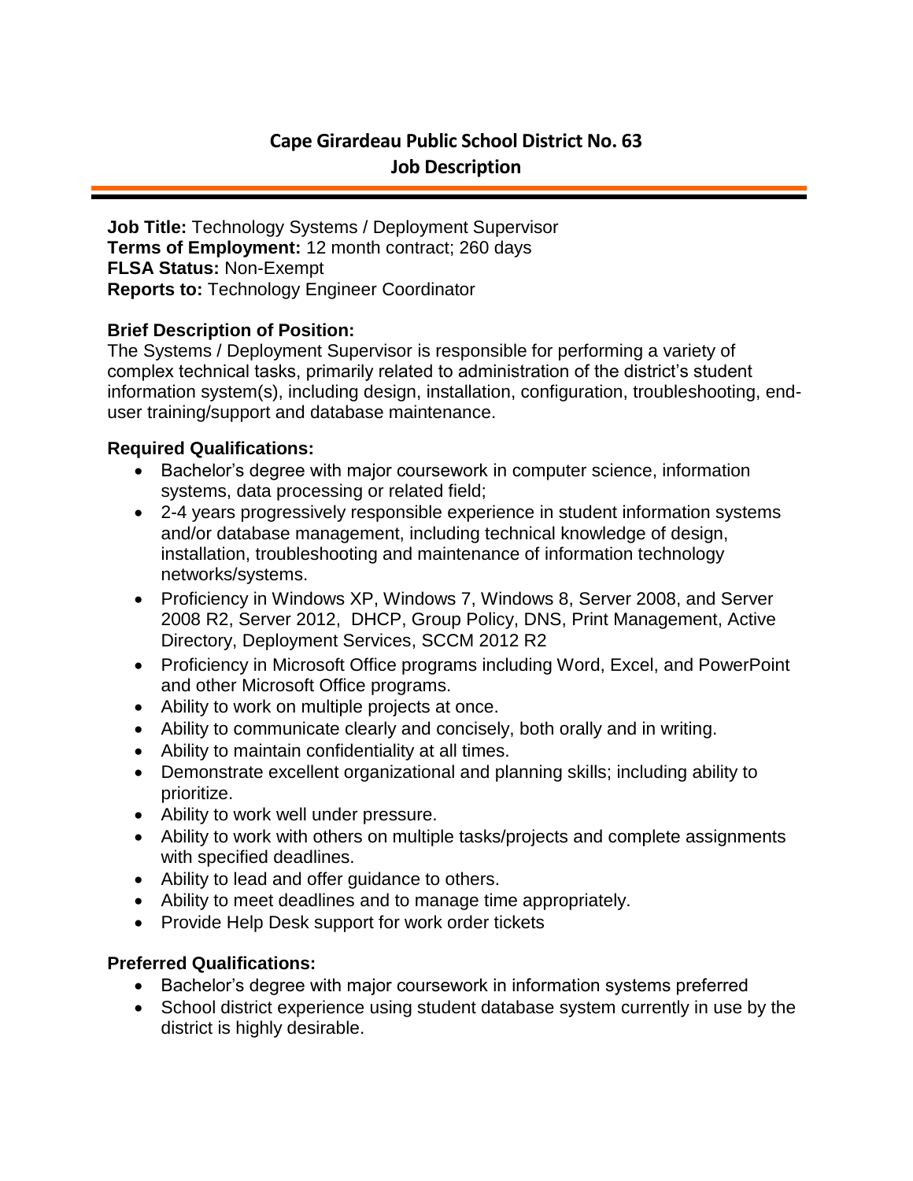# Cape Girardeau Public School District No. 63
## Job Description

**Job Title:** Technology Systems / Deployment Supervisor
**Terms of Employment:** 12 month contract; 260 days
**FLSA Status:** Non-Exempt
**Reports to:** Technology Engineer Coordinator

### Brief Description of Position:

The Systems / Deployment Supervisor is responsible for performing a variety of complex technical tasks, primarily related to administration of the district's student information system(s), including design, installation, configuration, troubleshooting, end-user training/support and database maintenance.

### Required Qualifications:

- Bachelor's degree with major coursework in computer science, information systems, data processing or related field;
- 2-4 years progressively responsible experience in student information systems and/or database management, including technical knowledge of design, installation, troubleshooting and maintenance of information technology networks/systems.
- Proficiency in Windows XP, Windows 7, Windows 8, Server 2008, and Server 2008 R2, Server 2012, DHCP, Group Policy, DNS, Print Management, Active Directory, Deployment Services, SCCM 2012 R2
- Proficiency in Microsoft Office programs including Word, Excel, and PowerPoint and other Microsoft Office programs.
- Ability to work on multiple projects at once.
- Ability to communicate clearly and concisely, both orally and in writing.
- Ability to maintain confidentiality at all times.
- Demonstrate excellent organizational and planning skills; including ability to prioritize.
- Ability to work well under pressure.
- Ability to work with others on multiple tasks/projects and complete assignments with specified deadlines.
- Ability to lead and offer guidance to others.
- Ability to meet deadlines and to manage time appropriately.
- Provide Help Desk support for work order tickets

### Preferred Qualifications:

- Bachelor's degree with major coursework in information systems preferred
- School district experience using student database system currently in use by the district is highly desirable.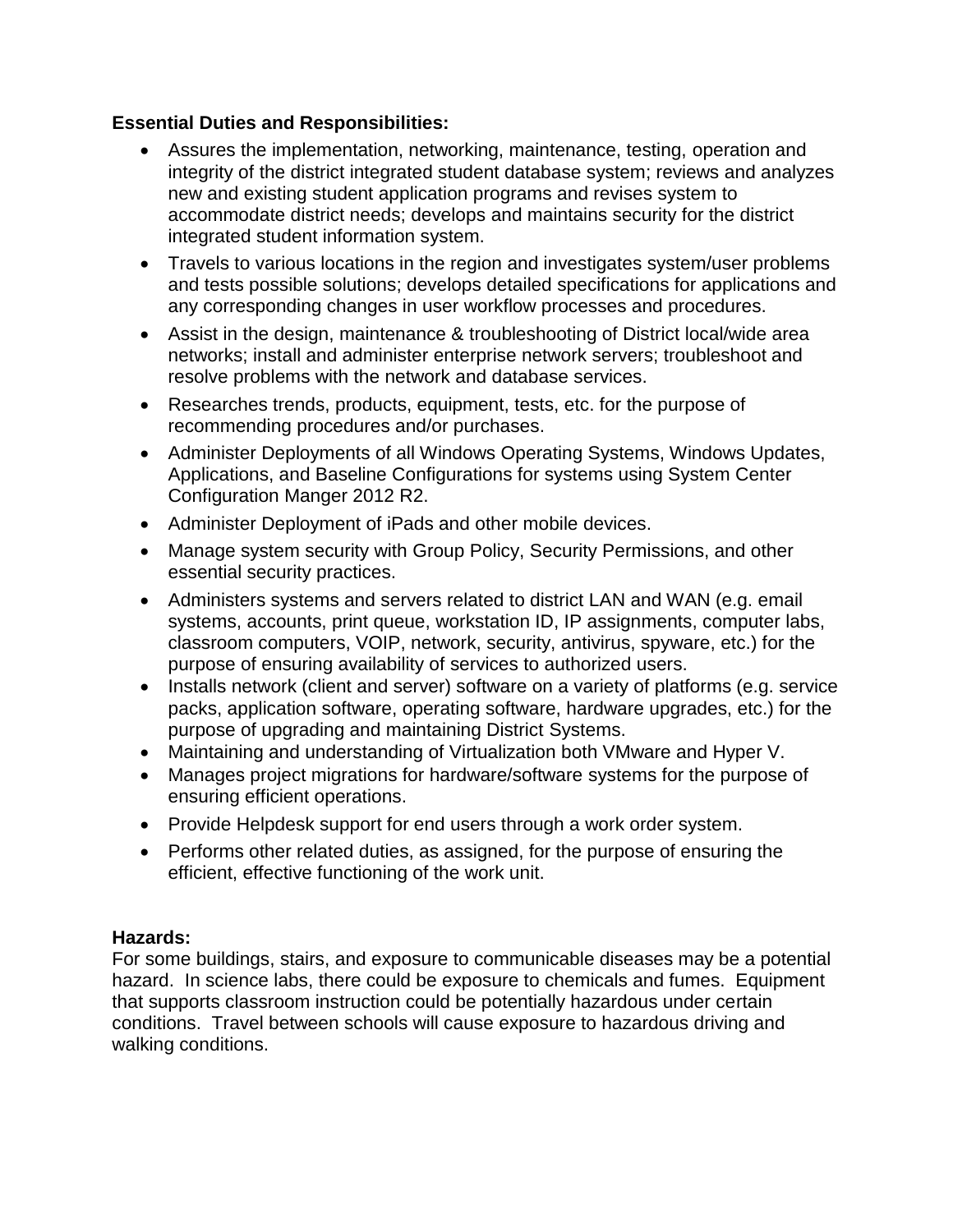**Essential Duties and Responsibilities:**

- Assures the implementation, networking, maintenance, testing, operation and integrity of the district integrated student database system; reviews and analyzes new and existing student application programs and revises system to accommodate district needs; develops and maintains security for the district integrated student information system.
- Travels to various locations in the region and investigates system/user problems and tests possible solutions; develops detailed specifications for applications and any corresponding changes in user workflow processes and procedures.
- Assist in the design, maintenance & troubleshooting of District local/wide area networks; install and administer enterprise network servers; troubleshoot and resolve problems with the network and database services.
- Researches trends, products, equipment, tests, etc. for the purpose of recommending procedures and/or purchases.
- Administer Deployments of all Windows Operating Systems, Windows Updates, Applications, and Baseline Configurations for systems using System Center Configuration Manger 2012 R2.
- Administer Deployment of iPads and other mobile devices.
- Manage system security with Group Policy, Security Permissions, and other essential security practices.
- Administers systems and servers related to district LAN and WAN (e.g. email systems, accounts, print queue, workstation ID, IP assignments, computer labs, classroom computers, VOIP, network, security, antivirus, spyware, etc.) for the purpose of ensuring availability of services to authorized users.
- Installs network (client and server) software on a variety of platforms (e.g. service packs, application software, operating software, hardware upgrades, etc.) for the purpose of upgrading and maintaining District Systems.
- Maintaining and understanding of Virtualization both VMware and Hyper V.
- Manages project migrations for hardware/software systems for the purpose of ensuring efficient operations.
- Provide Helpdesk support for end users through a work order system.
- Performs other related duties, as assigned, for the purpose of ensuring the efficient, effective functioning of the work unit.

**Hazards:**

For some buildings, stairs, and exposure to communicable diseases may be a potential hazard. In science labs, there could be exposure to chemicals and fumes. Equipment that supports classroom instruction could be potentially hazardous under certain conditions. Travel between schools will cause exposure to hazardous driving and walking conditions.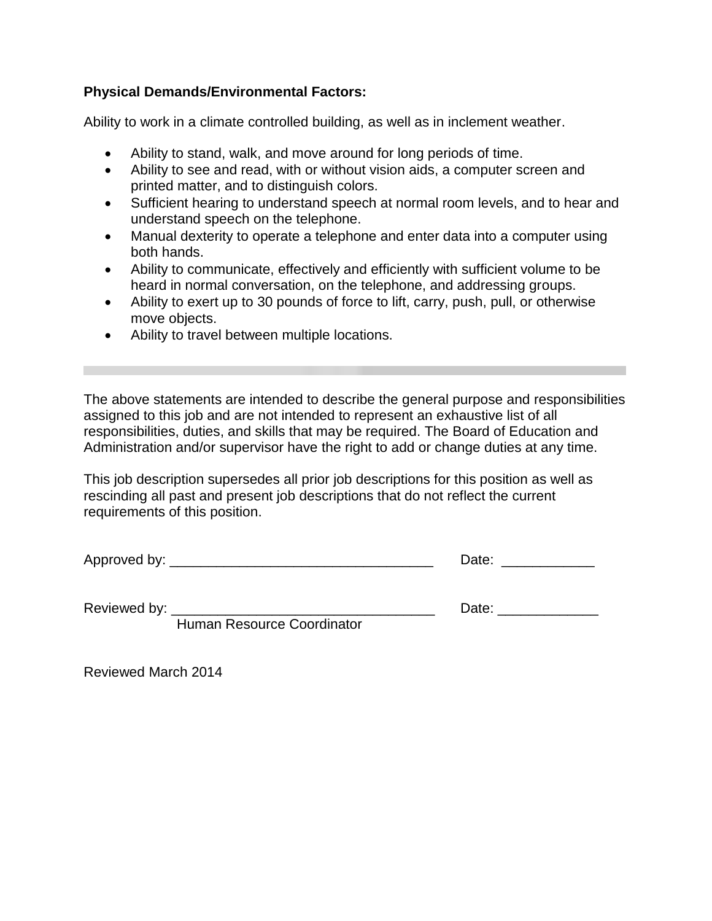**Physical Demands/Environmental Factors:**

Ability to work in a climate controlled building, as well as in inclement weather.

- Ability to stand, walk, and move around for long periods of time.
- Ability to see and read, with or without vision aids, a computer screen and printed matter, and to distinguish colors.
- Sufficient hearing to understand speech at normal room levels, and to hear and understand speech on the telephone.
- Manual dexterity to operate a telephone and enter data into a computer using both hands.
- Ability to communicate, effectively and efficiently with sufficient volume to be heard in normal conversation, on the telephone, and addressing groups.
- Ability to exert up to 30 pounds of force to lift, carry, push, pull, or otherwise move objects.
- Ability to travel between multiple locations.

---

The above statements are intended to describe the general purpose and responsibilities assigned to this job and are not intended to represent an exhaustive list of all responsibilities, duties, and skills that may be required. The Board of Education and Administration and/or supervisor have the right to add or change duties at any time.

This job description supersedes all prior job descriptions for this position as well as rescinding all past and present job descriptions that do not reflect the current requirements of this position.

Approved by: __________________________________ Date: ____________

Reviewed by: __________________________________ Date: _____________
Human Resource Coordinator

Reviewed March 2014